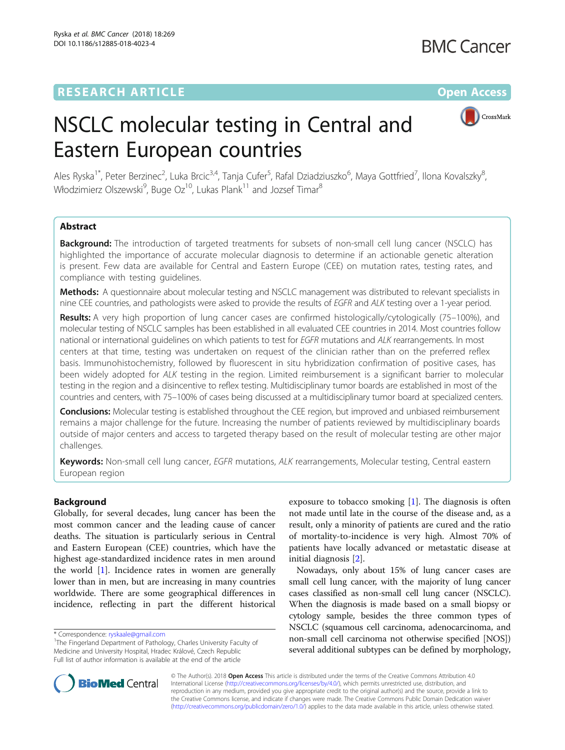RESEARCH ARTICLE

Open Access

# NSCLC molecular testing in Central and Eastern European countries

Ales Ryska[1*], Peter Berzinec[2], Luka Brcic[3,4], Tanja Cufer[5], Rafal Dziadziuszko[6], Maya Gottfried[7], Ilona Kovalszky[8], Włodzimierz Olszewski[9], Buge Oz[10], Lukas Plank[11] and Jozsef Timar[8]

## Abstract

**Background:** The introduction of targeted treatments for subsets of non-small cell lung cancer (NSCLC) has highlighted the importance of accurate molecular diagnosis to determine if an actionable genetic alteration is present. Few data are available for Central and Eastern Europe (CEE) on mutation rates, testing rates, and compliance with testing guidelines.

**Methods:** A questionnaire about molecular testing and NSCLC management was distributed to relevant specialists in nine CEE countries, and pathologists were asked to provide the results of *EGFR* and *ALK* testing over a 1-year period.

**Results:** A very high proportion of lung cancer cases are confirmed histologically/cytologically (75–100%), and molecular testing of NSCLC samples has been established in all evaluated CEE countries in 2014. Most countries follow national or international guidelines on which patients to test for *EGFR* mutations and *ALK* rearrangements. In most centers at that time, testing was undertaken on request of the clinician rather than on the preferred reflex basis. Immunohistochemistry, followed by fluorescent in situ hybridization confirmation of positive cases, has been widely adopted for *ALK* testing in the region. Limited reimbursement is a significant barrier to molecular testing in the region and a disincentive to reflex testing. Multidisciplinary tumor boards are established in most of the countries and centers, with 75–100% of cases being discussed at a multidisciplinary tumor board at specialized centers.

**Conclusions:** Molecular testing is established throughout the CEE region, but improved and unbiased reimbursement remains a major challenge for the future. Increasing the number of patients reviewed by multidisciplinary boards outside of major centers and access to targeted therapy based on the result of molecular testing are other major challenges.

**Keywords:** Non-small cell lung cancer, *EGFR* mutations, *ALK* rearrangements, Molecular testing, Central eastern European region

## Background

Globally, for several decades, lung cancer has been the most common cancer and the leading cause of cancer deaths. The situation is particularly serious in Central and Eastern European (CEE) countries, which have the highest age-standardized incidence rates in men around the world [1]. Incidence rates in women are generally lower than in men, but are increasing in many countries worldwide. There are some geographical differences in incidence, reflecting in part the different historical exposure to tobacco smoking [1]. The diagnosis is often not made until late in the course of the disease and, as a result, only a minority of patients are cured and the ratio of mortality-to-incidence is very high. Almost 70% of patients have locally advanced or metastatic disease at initial diagnosis [2].

Nowadays, only about 15% of lung cancer cases are small cell lung cancer, with the majority of lung cancer cases classified as non-small cell lung cancer (NSCLC). When the diagnosis is made based on a small biopsy or cytology sample, besides the three common types of NSCLC (squamous cell carcinoma, adenocarcinoma, and non-small cell carcinoma not otherwise specified [NOS]) several additional subtypes can be defined by morphology,

\* Correspondence: ryskaale@gmail.com
[1]The Fingerland Department of Pathology, Charles University Faculty of Medicine and University Hospital, Hradec Králové, Czech Republic
Full list of author information is available at the end of the article

© The Author(s). 2018 **Open Access** This article is distributed under the terms of the Creative Commons Attribution 4.0 International License (http://creativecommons.org/licenses/by/4.0/), which permits unrestricted use, distribution, and reproduction in any medium, provided you give appropriate credit to the original author(s) and the source, provide a link to the Creative Commons license, and indicate if changes were made. The Creative Commons Public Domain Dedication waiver (http://creativecommons.org/publicdomain/zero/1.0/) applies to the data made available in this article, unless otherwise stated.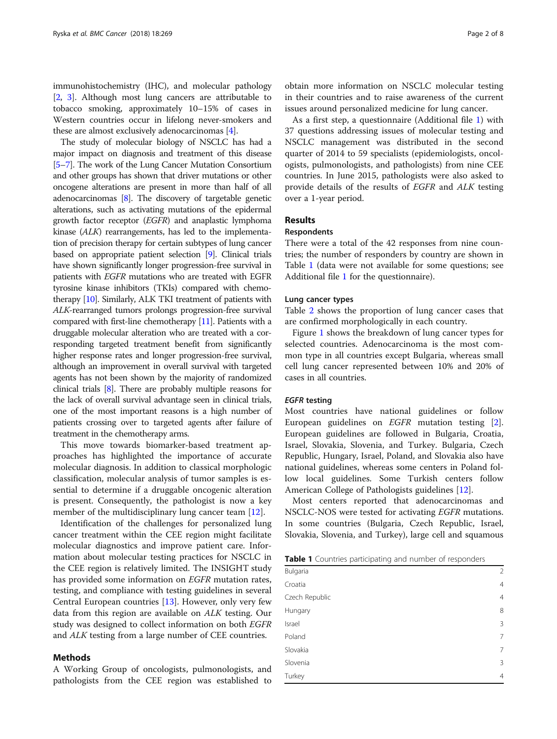immunohistochemistry (IHC), and molecular pathology [2, 3]. Although most lung cancers are attributable to tobacco smoking, approximately 10–15% of cases in Western countries occur in lifelong never-smokers and these are almost exclusively adenocarcinomas [4].

The study of molecular biology of NSCLC has had a major impact on diagnosis and treatment of this disease [5–7]. The work of the Lung Cancer Mutation Consortium and other groups has shown that driver mutations or other oncogene alterations are present in more than half of all adenocarcinomas [8]. The discovery of targetable genetic alterations, such as activating mutations of the epidermal growth factor receptor (*EGFR*) and anaplastic lymphoma kinase (*ALK*) rearrangements, has led to the implementation of precision therapy for certain subtypes of lung cancer based on appropriate patient selection [9]. Clinical trials have shown significantly longer progression-free survival in patients with *EGFR* mutations who are treated with EGFR tyrosine kinase inhibitors (TKIs) compared with chemotherapy [10]. Similarly, ALK TKI treatment of patients with *ALK*-rearranged tumors prolongs progression-free survival compared with first-line chemotherapy [11]. Patients with a druggable molecular alteration who are treated with a corresponding targeted treatment benefit from significantly higher response rates and longer progression-free survival, although an improvement in overall survival with targeted agents has not been shown by the majority of randomized clinical trials [8]. There are probably multiple reasons for the lack of overall survival advantage seen in clinical trials, one of the most important reasons is a high number of patients crossing over to targeted agents after failure of treatment in the chemotherapy arms.

This move towards biomarker-based treatment approaches has highlighted the importance of accurate molecular diagnosis. In addition to classical morphologic classification, molecular analysis of tumor samples is essential to determine if a druggable oncogenic alteration is present. Consequently, the pathologist is now a key member of the multidisciplinary lung cancer team [12].

Identification of the challenges for personalized lung cancer treatment within the CEE region might facilitate molecular diagnostics and improve patient care. Information about molecular testing practices for NSCLC in the CEE region is relatively limited. The INSIGHT study has provided some information on *EGFR* mutation rates, testing, and compliance with testing guidelines in several Central European countries [13]. However, only very few data from this region are available on *ALK* testing. Our study was designed to collect information on both *EGFR* and *ALK* testing from a large number of CEE countries.

## Methods

A Working Group of oncologists, pulmonologists, and pathologists from the CEE region was established to obtain more information on NSCLC molecular testing in their countries and to raise awareness of the current issues around personalized medicine for lung cancer.

As a first step, a questionnaire (Additional file 1) with 37 questions addressing issues of molecular testing and NSCLC management was distributed in the second quarter of 2014 to 59 specialists (epidemiologists, oncologists, pulmonologists, and pathologists) from nine CEE countries. In June 2015, pathologists were also asked to provide details of the results of *EGFR* and *ALK* testing over a 1-year period.

## Results

### Respondents

There were a total of the 42 responses from nine countries; the number of responders by country are shown in Table 1 (data were not available for some questions; see Additional file 1 for the questionnaire).

### Lung cancer types

Table 2 shows the proportion of lung cancer cases that are confirmed morphologically in each country.

Figure 1 shows the breakdown of lung cancer types for selected countries. Adenocarcinoma is the most common type in all countries except Bulgaria, whereas small cell lung cancer represented between 10% and 20% of cases in all countries.

### *EGFR* testing

Most countries have national guidelines or follow European guidelines on *EGFR* mutation testing [2]. European guidelines are followed in Bulgaria, Croatia, Israel, Slovakia, Slovenia, and Turkey. Bulgaria, Czech Republic, Hungary, Israel, Poland, and Slovakia also have national guidelines, whereas some centers in Poland follow local guidelines. Some Turkish centers follow American College of Pathologists guidelines [12].

Most centers reported that adenocarcinomas and NSCLC-NOS were tested for activating *EGFR* mutations. In some countries (Bulgaria, Czech Republic, Israel, Slovakia, Slovenia, and Turkey), large cell and squamous

**Table 1** Countries participating and number of responders

| Country | Number of responders |
|---|---|
| Bulgaria | 2 |
| Croatia | 4 |
| Czech Republic | 4 |
| Hungary | 8 |
| Israel | 3 |
| Poland | 7 |
| Slovakia | 7 |
| Slovenia | 3 |
| Turkey | 4 |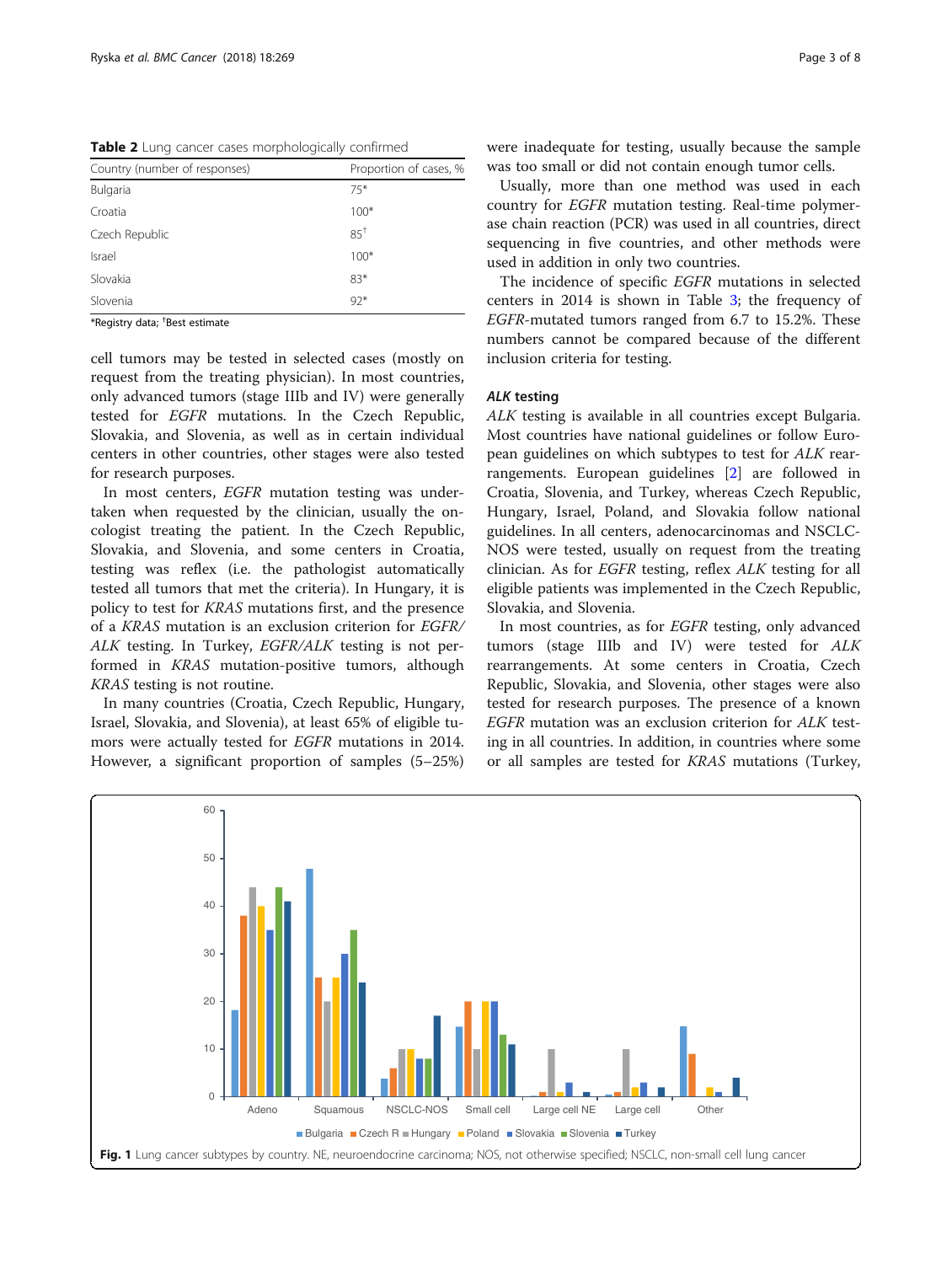**Table 2** Lung cancer cases morphologically confirmed

| Country (number of responses) | Proportion of cases, % |
| --- | --- |
| Bulgaria | 75* |
| Croatia | 100* |
| Czech Republic | 85[†] |
| Israel | 100* |
| Slovakia | 83* |
| Slovenia | 92* |

*Registry data; [†]Best estimate

cell tumors may be tested in selected cases (mostly on request from the treating physician). In most countries, only advanced tumors (stage IIIb and IV) were generally tested for *EGFR* mutations. In the Czech Republic, Slovakia, and Slovenia, as well as in certain individual centers in other countries, other stages were also tested for research purposes.

In most centers, *EGFR* mutation testing was undertaken when requested by the clinician, usually the oncologist treating the patient. In the Czech Republic, Slovakia, and Slovenia, and some centers in Croatia, testing was reflex (i.e. the pathologist automatically tested all tumors that met the criteria). In Hungary, it is policy to test for *KRAS* mutations first, and the presence of a *KRAS* mutation is an exclusion criterion for *EGFR/ALK* testing. In Turkey, *EGFR/ALK* testing is not performed in *KRAS* mutation-positive tumors, although *KRAS* testing is not routine.

In many countries (Croatia, Czech Republic, Hungary, Israel, Slovakia, and Slovenia), at least 65% of eligible tumors were actually tested for *EGFR* mutations in 2014. However, a significant proportion of samples (5–25%) were inadequate for testing, usually because the sample was too small or did not contain enough tumor cells.

Usually, more than one method was used in each country for *EGFR* mutation testing. Real-time polymerase chain reaction (PCR) was used in all countries, direct sequencing in five countries, and other methods were used in addition in only two countries.

The incidence of specific *EGFR* mutations in selected centers in 2014 is shown in Table 3; the frequency of *EGFR*-mutated tumors ranged from 6.7 to 15.2%. These numbers cannot be compared because of the different inclusion criteria for testing.

### *ALK* testing

*ALK* testing is available in all countries except Bulgaria. Most countries have national guidelines or follow European guidelines on which subtypes to test for *ALK* rearrangements. European guidelines [2] are followed in Croatia, Slovenia, and Turkey, whereas Czech Republic, Hungary, Israel, Poland, and Slovakia follow national guidelines. In all centers, adenocarcinomas and NSCLC-NOS were tested, usually on request from the treating clinician. As for *EGFR* testing, reflex *ALK* testing for all eligible patients was implemented in the Czech Republic, Slovakia, and Slovenia.

In most countries, as for *EGFR* testing, only advanced tumors (stage IIIb and IV) were tested for *ALK* rearrangements. At some centers in Croatia, Czech Republic, Slovakia, and Slovenia, other stages were also tested for research purposes. The presence of a known *EGFR* mutation was an exclusion criterion for *ALK* testing in all countries. In addition, in countries where some or all samples are tested for *KRAS* mutations (Turkey,

**Fig. 1** Lung cancer subtypes by country. NE, neuroendocrine carcinoma; NOS, not otherwise specified; NSCLC, non-small cell lung cancer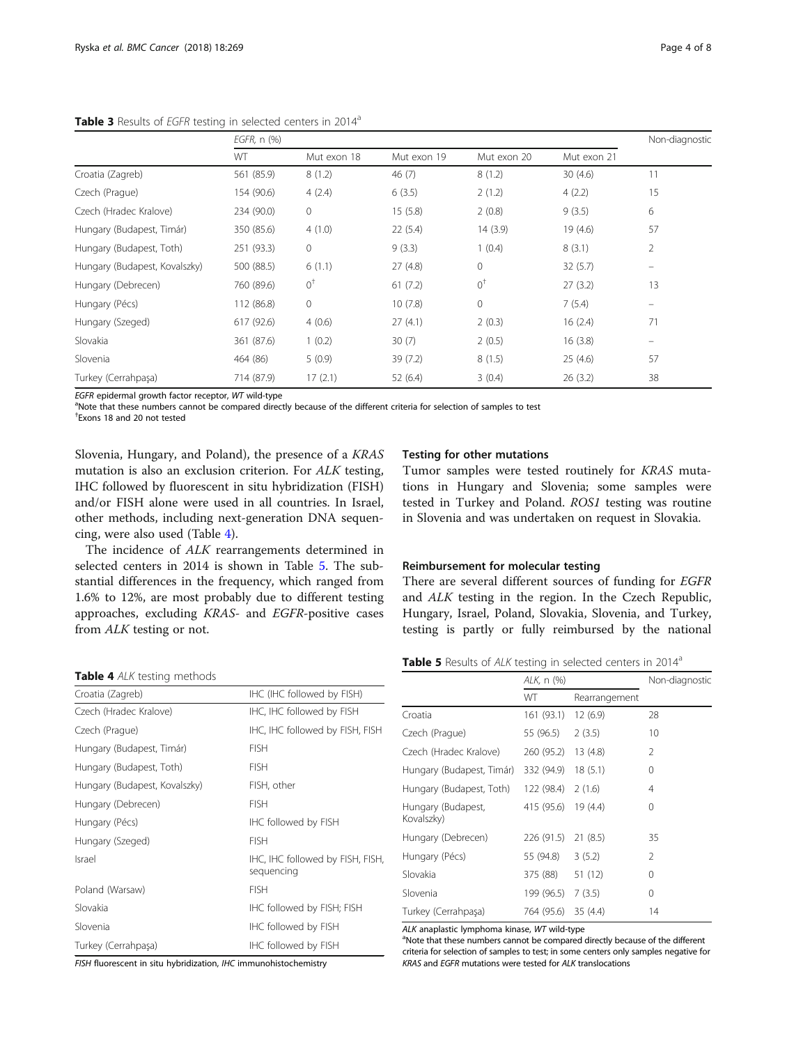**Table 3** Results of *EGFR* testing in selected centers in 2014[a]

| | *EGFR*, n (%) | | | | | Non-diagnostic |
|---|---|---|---|---|---|---|
| | WT | Mut exon 18 | Mut exon 19 | Mut exon 20 | Mut exon 21 | |
| Croatia (Zagreb) | 561 (85.9) | 8 (1.2) | 46 (7) | 8 (1.2) | 30 (4.6) | 11 |
| Czech (Prague) | 154 (90.6) | 4 (2.4) | 6 (3.5) | 2 (1.2) | 4 (2.2) | 15 |
| Czech (Hradec Kralove) | 234 (90.0) | 0 | 15 (5.8) | 2 (0.8) | 9 (3.5) | 6 |
| Hungary (Budapest, Timár) | 350 (85.6) | 4 (1.0) | 22 (5.4) | 14 (3.9) | 19 (4.6) | 57 |
| Hungary (Budapest, Toth) | 251 (93.3) | 0 | 9 (3.3) | 1 (0.4) | 8 (3.1) | 2 |
| Hungary (Budapest, Kovalszky) | 500 (88.5) | 6 (1.1) | 27 (4.8) | 0 | 32 (5.7) | – |
| Hungary (Debrecen) | 760 (89.6) | 0[†] | 61 (7.2) | 0[†] | 27 (3.2) | 13 |
| Hungary (Pécs) | 112 (86.8) | 0 | 10 (7.8) | 0 | 7 (5.4) | – |
| Hungary (Szeged) | 617 (92.6) | 4 (0.6) | 27 (4.1) | 2 (0.3) | 16 (2.4) | 71 |
| Slovakia | 361 (87.6) | 1 (0.2) | 30 (7) | 2 (0.5) | 16 (3.8) | – |
| Slovenia | 464 (86) | 5 (0.9) | 39 (7.2) | 8 (1.5) | 25 (4.6) | 57 |
| Turkey (Cerrahpaşa) | 714 (87.9) | 17 (2.1) | 52 (6.4) | 3 (0.4) | 26 (3.2) | 38 |

*EGFR* epidermal growth factor receptor, *WT* wild-type

[a]Note that these numbers cannot be compared directly because of the different criteria for selection of samples to test

[†]Exons 18 and 20 not tested

Slovenia, Hungary, and Poland), the presence of a *KRAS* mutation is also an exclusion criterion. For *ALK* testing, IHC followed by fluorescent in situ hybridization (FISH) and/or FISH alone were used in all countries. In Israel, other methods, including next-generation DNA sequencing, were also used (Table 4).

The incidence of *ALK* rearrangements determined in selected centers in 2014 is shown in Table 5. The substantial differences in the frequency, which ranged from 1.6% to 12%, are most probably due to different testing approaches, excluding *KRAS*- and *EGFR*-positive cases from *ALK* testing or not.

**Table 4** *ALK* testing methods

| | |
|---|---|
| Croatia (Zagreb) | IHC (IHC followed by FISH) |
| Czech (Hradec Kralove) | IHC, IHC followed by FISH |
| Czech (Prague) | IHC, IHC followed by FISH, FISH |
| Hungary (Budapest, Timár) | FISH |
| Hungary (Budapest, Toth) | FISH |
| Hungary (Budapest, Kovalszky) | FISH, other |
| Hungary (Debrecen) | FISH |
| Hungary (Pécs) | IHC followed by FISH |
| Hungary (Szeged) | FISH |
| Israel | IHC, IHC followed by FISH, FISH, sequencing |
| Poland (Warsaw) | FISH |
| Slovakia | IHC followed by FISH; FISH |
| Slovenia | IHC followed by FISH |
| Turkey (Cerrahpaşa) | IHC followed by FISH |

*FISH* fluorescent in situ hybridization, *IHC* immunohistochemistry

## Testing for other mutations

Tumor samples were tested routinely for *KRAS* mutations in Hungary and Slovenia; some samples were tested in Turkey and Poland. *ROS1* testing was routine in Slovenia and was undertaken on request in Slovakia.

## Reimbursement for molecular testing

There are several different sources of funding for *EGFR* and *ALK* testing in the region. In the Czech Republic, Hungary, Israel, Poland, Slovakia, Slovenia, and Turkey, testing is partly or fully reimbursed by the national

**Table 5** Results of *ALK* testing in selected centers in 2014[a]

| | *ALK*, n (%) | | Non-diagnostic |
|---|---|---|---|
| | WT | Rearrangement | |
| Croatia | 161 (93.1) | 12 (6.9) | 28 |
| Czech (Prague) | 55 (96.5) | 2 (3.5) | 10 |
| Czech (Hradec Kralove) | 260 (95.2) | 13 (4.8) | 2 |
| Hungary (Budapest, Timár) | 332 (94.9) | 18 (5.1) | 0 |
| Hungary (Budapest, Toth) | 122 (98.4) | 2 (1.6) | 4 |
| Hungary (Budapest, Kovalszky) | 415 (95.6) | 19 (4.4) | 0 |
| Hungary (Debrecen) | 226 (91.5) | 21 (8.5) | 35 |
| Hungary (Pécs) | 55 (94.8) | 3 (5.2) | 2 |
| Slovakia | 375 (88) | 51 (12) | 0 |
| Slovenia | 199 (96.5) | 7 (3.5) | 0 |
| Turkey (Cerrahpaşa) | 764 (95.6) | 35 (4.4) | 14 |

*ALK* anaplastic lymphoma kinase, *WT* wild-type

[a]Note that these numbers cannot be compared directly because of the different criteria for selection of samples to test; in some centers only samples negative for *KRAS* and *EGFR* mutations were tested for *ALK* translocations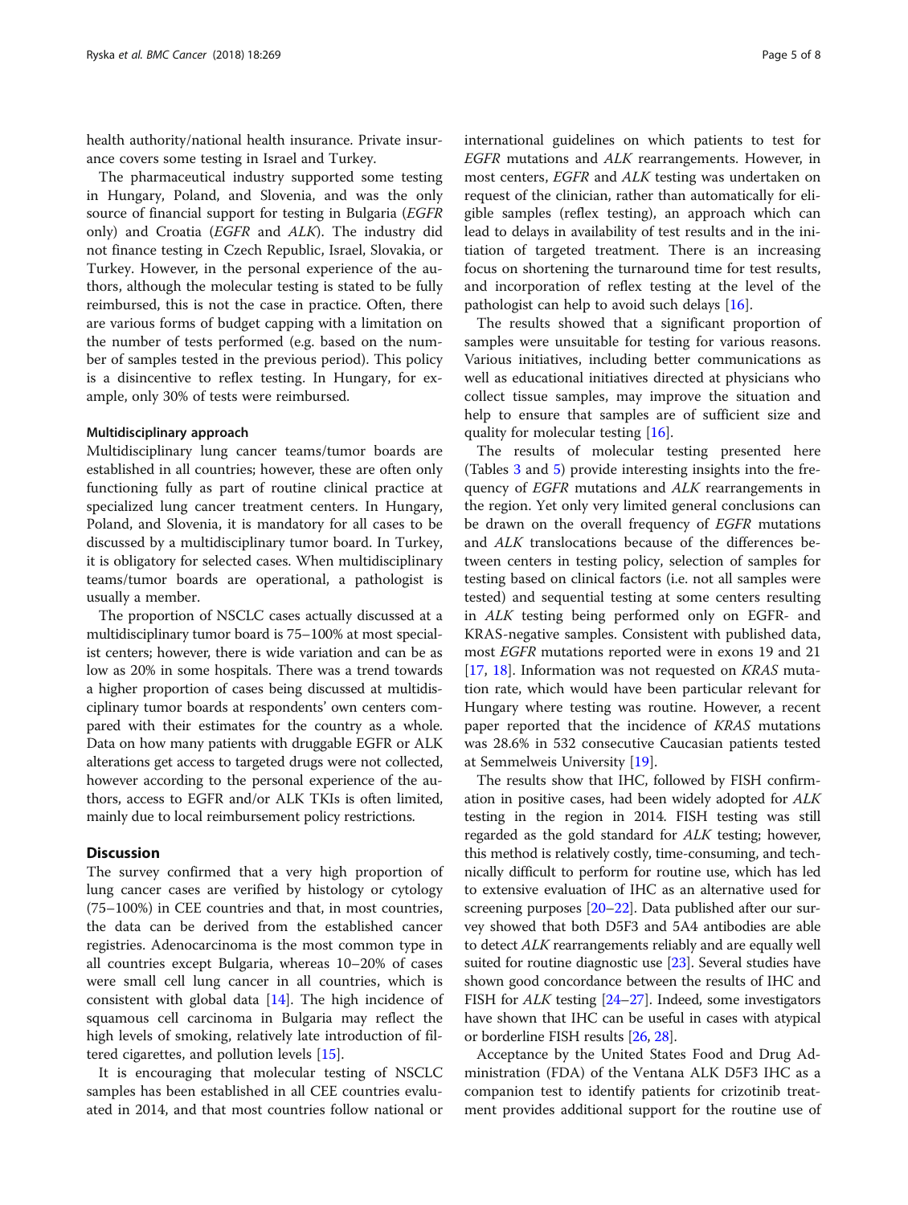health authority/national health insurance. Private insurance covers some testing in Israel and Turkey.

The pharmaceutical industry supported some testing in Hungary, Poland, and Slovenia, and was the only source of financial support for testing in Bulgaria (*EGFR* only) and Croatia (*EGFR* and *ALK*). The industry did not finance testing in Czech Republic, Israel, Slovakia, or Turkey. However, in the personal experience of the authors, although the molecular testing is stated to be fully reimbursed, this is not the case in practice. Often, there are various forms of budget capping with a limitation on the number of tests performed (e.g. based on the number of samples tested in the previous period). This policy is a disincentive to reflex testing. In Hungary, for example, only 30% of tests were reimbursed.

### Multidisciplinary approach

Multidisciplinary lung cancer teams/tumor boards are established in all countries; however, these are often only functioning fully as part of routine clinical practice at specialized lung cancer treatment centers. In Hungary, Poland, and Slovenia, it is mandatory for all cases to be discussed by a multidisciplinary tumor board. In Turkey, it is obligatory for selected cases. When multidisciplinary teams/tumor boards are operational, a pathologist is usually a member.

The proportion of NSCLC cases actually discussed at a multidisciplinary tumor board is 75–100% at most specialist centers; however, there is wide variation and can be as low as 20% in some hospitals. There was a trend towards a higher proportion of cases being discussed at multidisciplinary tumor boards at respondents' own centers compared with their estimates for the country as a whole. Data on how many patients with druggable EGFR or ALK alterations get access to targeted drugs were not collected, however according to the personal experience of the authors, access to EGFR and/or ALK TKIs is often limited, mainly due to local reimbursement policy restrictions.

## Discussion

The survey confirmed that a very high proportion of lung cancer cases are verified by histology or cytology (75–100%) in CEE countries and that, in most countries, the data can be derived from the established cancer registries. Adenocarcinoma is the most common type in all countries except Bulgaria, whereas 10–20% of cases were small cell lung cancer in all countries, which is consistent with global data [14]. The high incidence of squamous cell carcinoma in Bulgaria may reflect the high levels of smoking, relatively late introduction of filtered cigarettes, and pollution levels [15].

It is encouraging that molecular testing of NSCLC samples has been established in all CEE countries evaluated in 2014, and that most countries follow national or international guidelines on which patients to test for *EGFR* mutations and *ALK* rearrangements. However, in most centers, *EGFR* and *ALK* testing was undertaken on request of the clinician, rather than automatically for eligible samples (reflex testing), an approach which can lead to delays in availability of test results and in the initiation of targeted treatment. There is an increasing focus on shortening the turnaround time for test results, and incorporation of reflex testing at the level of the pathologist can help to avoid such delays [16].

The results showed that a significant proportion of samples were unsuitable for testing for various reasons. Various initiatives, including better communications as well as educational initiatives directed at physicians who collect tissue samples, may improve the situation and help to ensure that samples are of sufficient size and quality for molecular testing [16].

The results of molecular testing presented here (Tables 3 and 5) provide interesting insights into the frequency of *EGFR* mutations and *ALK* rearrangements in the region. Yet only very limited general conclusions can be drawn on the overall frequency of *EGFR* mutations and *ALK* translocations because of the differences between centers in testing policy, selection of samples for testing based on clinical factors (i.e. not all samples were tested) and sequential testing at some centers resulting in *ALK* testing being performed only on EGFR- and KRAS-negative samples. Consistent with published data, most *EGFR* mutations reported were in exons 19 and 21 [17, 18]. Information was not requested on *KRAS* mutation rate, which would have been particular relevant for Hungary where testing was routine. However, a recent paper reported that the incidence of *KRAS* mutations was 28.6% in 532 consecutive Caucasian patients tested at Semmelweis University [19].

The results show that IHC, followed by FISH confirmation in positive cases, had been widely adopted for *ALK* testing in the region in 2014. FISH testing was still regarded as the gold standard for *ALK* testing; however, this method is relatively costly, time-consuming, and technically difficult to perform for routine use, which has led to extensive evaluation of IHC as an alternative used for screening purposes [20–22]. Data published after our survey showed that both D5F3 and 5A4 antibodies are able to detect *ALK* rearrangements reliably and are equally well suited for routine diagnostic use [23]. Several studies have shown good concordance between the results of IHC and FISH for *ALK* testing [24–27]. Indeed, some investigators have shown that IHC can be useful in cases with atypical or borderline FISH results [26, 28].

Acceptance by the United States Food and Drug Administration (FDA) of the Ventana ALK D5F3 IHC as a companion test to identify patients for crizotinib treatment provides additional support for the routine use of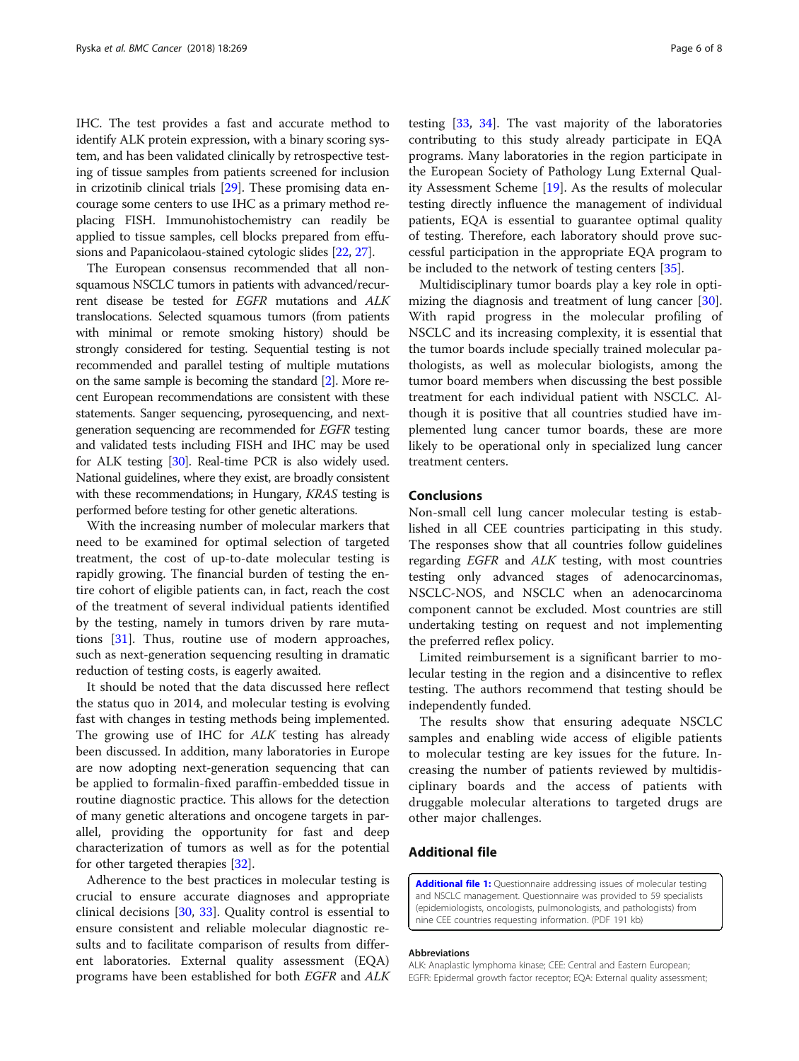IHC. The test provides a fast and accurate method to identify ALK protein expression, with a binary scoring system, and has been validated clinically by retrospective testing of tissue samples from patients screened for inclusion in crizotinib clinical trials [29]. These promising data encourage some centers to use IHC as a primary method replacing FISH. Immunohistochemistry can readily be applied to tissue samples, cell blocks prepared from effusions and Papanicolaou-stained cytologic slides [22, 27].

The European consensus recommended that all non-squamous NSCLC tumors in patients with advanced/recurrent disease be tested for *EGFR* mutations and *ALK* translocations. Selected squamous tumors (from patients with minimal or remote smoking history) should be strongly considered for testing. Sequential testing is not recommended and parallel testing of multiple mutations on the same sample is becoming the standard [2]. More recent European recommendations are consistent with these statements. Sanger sequencing, pyrosequencing, and next-generation sequencing are recommended for *EGFR* testing and validated tests including FISH and IHC may be used for ALK testing [30]. Real-time PCR is also widely used. National guidelines, where they exist, are broadly consistent with these recommendations; in Hungary, *KRAS* testing is performed before testing for other genetic alterations.

With the increasing number of molecular markers that need to be examined for optimal selection of targeted treatment, the cost of up-to-date molecular testing is rapidly growing. The financial burden of testing the entire cohort of eligible patients can, in fact, reach the cost of the treatment of several individual patients identified by the testing, namely in tumors driven by rare mutations [31]. Thus, routine use of modern approaches, such as next-generation sequencing resulting in dramatic reduction of testing costs, is eagerly awaited.

It should be noted that the data discussed here reflect the status quo in 2014, and molecular testing is evolving fast with changes in testing methods being implemented. The growing use of IHC for *ALK* testing has already been discussed. In addition, many laboratories in Europe are now adopting next-generation sequencing that can be applied to formalin-fixed paraffin-embedded tissue in routine diagnostic practice. This allows for the detection of many genetic alterations and oncogene targets in parallel, providing the opportunity for fast and deep characterization of tumors as well as for the potential for other targeted therapies [32].

Adherence to the best practices in molecular testing is crucial to ensure accurate diagnoses and appropriate clinical decisions [30, 33]. Quality control is essential to ensure consistent and reliable molecular diagnostic results and to facilitate comparison of results from different laboratories. External quality assessment (EQA) programs have been established for both *EGFR* and *ALK* testing [33, 34]. The vast majority of the laboratories contributing to this study already participate in EQA programs. Many laboratories in the region participate in the European Society of Pathology Lung External Quality Assessment Scheme [19]. As the results of molecular testing directly influence the management of individual patients, EQA is essential to guarantee optimal quality of testing. Therefore, each laboratory should prove successful participation in the appropriate EQA program to be included to the network of testing centers [35].

Multidisciplinary tumor boards play a key role in optimizing the diagnosis and treatment of lung cancer [30]. With rapid progress in the molecular profiling of NSCLC and its increasing complexity, it is essential that the tumor boards include specially trained molecular pathologists, as well as molecular biologists, among the tumor board members when discussing the best possible treatment for each individual patient with NSCLC. Although it is positive that all countries studied have implemented lung cancer tumor boards, these are more likely to be operational only in specialized lung cancer treatment centers.

## Conclusions

Non-small cell lung cancer molecular testing is established in all CEE countries participating in this study. The responses show that all countries follow guidelines regarding *EGFR* and *ALK* testing, with most countries testing only advanced stages of adenocarcinomas, NSCLC-NOS, and NSCLC when an adenocarcinoma component cannot be excluded. Most countries are still undertaking testing on request and not implementing the preferred reflex policy.

Limited reimbursement is a significant barrier to molecular testing in the region and a disincentive to reflex testing. The authors recommend that testing should be independently funded.

The results show that ensuring adequate NSCLC samples and enabling wide access of eligible patients to molecular testing are key issues for the future. Increasing the number of patients reviewed by multidisciplinary boards and the access of patients with druggable molecular alterations to targeted drugs are other major challenges.

## Additional file

**Additional file 1:** Questionnaire addressing issues of molecular testing and NSCLC management. Questionnaire was provided to 59 specialists (epidemiologists, oncologists, pulmonologists, and pathologists) from nine CEE countries requesting information. (PDF 191 kb)

### Abbreviations

ALK: Anaplastic lymphoma kinase; CEE: Central and Eastern European; EGFR: Epidermal growth factor receptor; EQA: External quality assessment;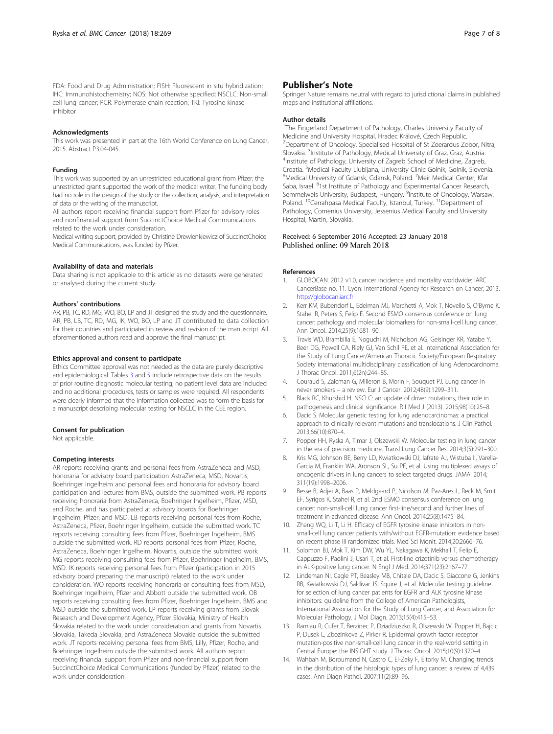FDA: Food and Drug Administration; FISH: Fluorescent in situ hybridization; IHC: Immunohistochemistry; NOS: Not otherwise specified; NSCLC: Non-small cell lung cancer; PCR: Polymerase chain reaction; TKI: Tyrosine kinase inhibitor

### Acknowledgments

This work was presented in part at the 16th World Conference on Lung Cancer, 2015. Abstract P3.04-045.

### Funding

This work was supported by an unrestricted educational grant from Pfizer; the unrestricted grant supported the work of the medical writer. The funding body had no role in the design of the study or the collection, analysis, and interpretation of data or the writing of the manuscript.

All authors report receiving financial support from Pfizer for advisory roles and nonfinancial support from SuccinctChoice Medical Communications related to the work under consideration.

Medical writing support, provided by Christine Drewienkiewicz of SuccinctChoice Medical Communications, was funded by Pfizer.

### Availability of data and materials

Data sharing is not applicable to this article as no datasets were generated or analysed during the current study.

### Authors' contributions

AR, PB, TC, RD, MG, WO, BO, LP and JT designed the study and the questionnaire. AR, PB, LB, TC, RD, MG, IK, WO, BO, LP and JT contributed to data collection for their countries and participated in review and revision of the manuscript. All aforementioned authors read and approve the final manuscript.

### Ethics approval and consent to participate

Ethics Committee approval was not needed as the data are purely descriptive and epidemiological. Tables 3 and 5 include retrospective data on the results of prior routine diagnostic molecular testing; no patient level data are included and no additional procedures, tests or samples were required. All respondents were clearly informed that the information collected was to form the basis for a manuscript describing molecular testing for NSCLC in the CEE region.

### Consent for publication

Not applicable.

### Competing interests

AR reports receiving grants and personal fees from AstraZeneca and MSD, honoraria for advisory board participation AstraZeneca, MSD, Novartis, Boehringer Ingelheim and personal fees and honoraria for advisory board participation and lectures from BMS, outside the submitted work. PB reports receiving honoraria from AstraZeneca, Boehringer Ingelheim, Pfizer, MSD, and Roche, and has participated at advisory boards for Boehringer Ingelheim, Pfizer, and MSD. LB reports receiving personal fees from Roche, AstraZeneca, Pfizer, Boehringer Ingelheim, outside the submitted work. TC reports receiving consulting fees from Pfizer, Boehringer Ingelheim, BMS outside the submitted work. RD reports personal fees from Pfizer, Roche, AstraZeneca, Boehringer Ingelheim, Novartis, outside the submitted work. MG reports receiving consulting fees from Pfizer, Boehringer Ingelheim, BMS, MSD. IK reports receiving personal fees from Pfizer (participation in 2015 advisory board preparing the manuscript) related to the work under consideration. WO reports receiving honoraria or consulting fees from MSD, Boehringer Ingelheim, Pfizer and Abbott outside the submitted work. OB reports receiving consulting fees from Pfizer, Boehringer Ingelheim, BMS and MSD outside the submitted work. LP reports receiving grants from Slovak Research and Development Agency, Pfizer Slovakia, Ministry of Health Slovakia related to the work under consideration and grants from Novartis Slovakia, Takeda Slovakia, and AstraZeneca Slovakia outside the submitted work. JT reports receiving personal fees from BMS, Lilly, Pfizer, Roche, and Boehringer Ingelheim outside the submitted work. All authors report receiving financial support from Pfizer and non-financial support from SuccinctChoice Medical Communications (funded by Pfizer) related to the work under consideration.

## Publisher's Note

Springer Nature remains neutral with regard to jurisdictional claims in published maps and institutional affiliations.

### Author details

[1]The Fingerland Department of Pathology, Charles University Faculty of Medicine and University Hospital, Hradec Králové, Czech Republic. [2]Department of Oncology, Specialised Hospital of St Zoerardus Zobor, Nitra, Slovakia. [3]Institute of Pathology, Medical University of Graz, Graz, Austria. [4]Institute of Pathology, University of Zagreb School of Medicine, Zagreb, Croatia. [5]Medical Faculty Ljubljana, University Clinic Golnik, Golnik, Slovenia. [6]Medical University of Gdansk, Gdansk, Poland. [7]Meir Medical Center, Kfar Saba, Israel. [8]1st Institute of Pathology and Experimental Cancer Research, Semmelweis University, Budapest, Hungary. [9]Institute of Oncology, Warsaw, Poland. [10]Cerrahpasa Medical Faculty, Istanbul, Turkey. [11]Department of Pathology, Comenius University, Jessenius Medical Faculty and University Hospital, Martin, Slovakia.

Received: 6 September 2016 Accepted: 23 January 2018
Published online: 09 March 2018

### References

1. GLOBOCAN. 2012 v1.0, cancer incidence and mortality worldwide: IARC CancerBase no. 11. Lyon: International Agency for Research on Cancer; 2013. http://globocan.iarc.fr
2. Kerr KM, Bubendorf L, Edelman MJ, Marchetti A, Mok T, Novello S, O'Byrne K, Stahel R, Peters S, Felip E. Second ESMO consensus conference on lung cancer: pathology and molecular biomarkers for non-small-cell lung cancer. Ann Oncol. 2014;25(9):1681–90.
3. Travis WD, Brambilla E, Noguchi M, Nicholson AG, Geisinger KR, Yatabe Y, Beer DG, Powell CA, Riely GJ, Van Schil PE, et al. International Association for the Study of Lung Cancer/American Thoracic Society/European Respiratory Society international multidisciplinary classification of lung Adenocarcinoma. J Thorac Oncol. 2011;6(2n):244–85.
4. Couraud S, Zalcman G, Milleron B, Morin F, Souquet PJ. Lung cancer in never smokers – a review. Eur J Cancer. 2012;48(9):1299–311.
5. Black RC, Khurshid H. NSCLC: an update of driver mutations, their role in pathogenesis and clinical significance. R I Med J (2013). 2015;98(10):25–8.
6. Dacic S. Molecular genetic testing for lung adenocarcinomas: a practical approach to clinically relevant mutations and translocations. J Clin Pathol. 2013;66(10):870–4.
7. Popper HH, Ryska A, Timar J, Olszewski W. Molecular testing in lung cancer in the era of precision medicine. Transl Lung Cancer Res. 2014;3(5):291–300.
8. Kris MG, Johnson BE, Berry LD, Kwiatkowski DJ, Iafrate AJ, Wistuba II, Varella-Garcia M, Franklin WA, Aronson SL, Su PF, et al. Using multiplexed assays of oncogenic drivers in lung cancers to select targeted drugs. JAMA. 2014; 311(19):1998–2006.
9. Besse B, Adjei A, Baas P, Meldgaard P, Nicolson M, Paz-Ares L, Reck M, Smit EF, Syrigos K, Stahel R, et al. 2nd ESMO consensus conference on lung cancer: non-small-cell lung cancer first-line/second and further lines of treatment in advanced disease. Ann Oncol. 2014;25(8):1475–84.
10. Zhang WQ, Li T, Li H. Efficacy of EGFR tyrosine kinase inhibitors in non-small-cell lung cancer patients with/without EGFR-mutation: evidence based on recent phase III randomized trials. Med Sci Monit. 2014;20:2666–76.
11. Solomon BJ, Mok T, Kim DW, Wu YL, Nakagawa K, Mekhail T, Felip E, Cappuzzo F, Paolini J, Usari T, et al. First-line crizotinib versus chemotherapy in ALK-positive lung cancer. N Engl J Med. 2014;371(23):2167–77.
12. Lindeman NI, Cagle PT, Beasley MB, Chitale DA, Dacic S, Giaccone G, Jenkins RB, Kwiatkowski DJ, Saldivar JS, Squire J, et al. Molecular testing guideline for selection of lung cancer patients for EGFR and ALK tyrosine kinase inhibitors: guideline from the College of American Pathologists, International Association for the Study of Lung Cancer, and Association for Molecular Pathology. J Mol Diagn. 2013;15(4):415–53.
13. Ramlau R, Cufer T, Berzinec P, Dziadziuszko R, Olszewski W, Popper H, Bajcic P, Dusek L, Zbozinkova Z, Pirker R. Epidermal growth factor receptor mutation-positive non-small-cell lung cancer in the real-world setting in Central Europe: the INSIGHT study. J Thorac Oncol. 2015;10(9):1370–4.
14. Wahbah M, Boroumand N, Castro C, El-Zeky F, Eltorky M. Changing trends in the distribution of the histologic types of lung cancer: a review of 4,439 cases. Ann Diagn Pathol. 2007;11(2):89–96.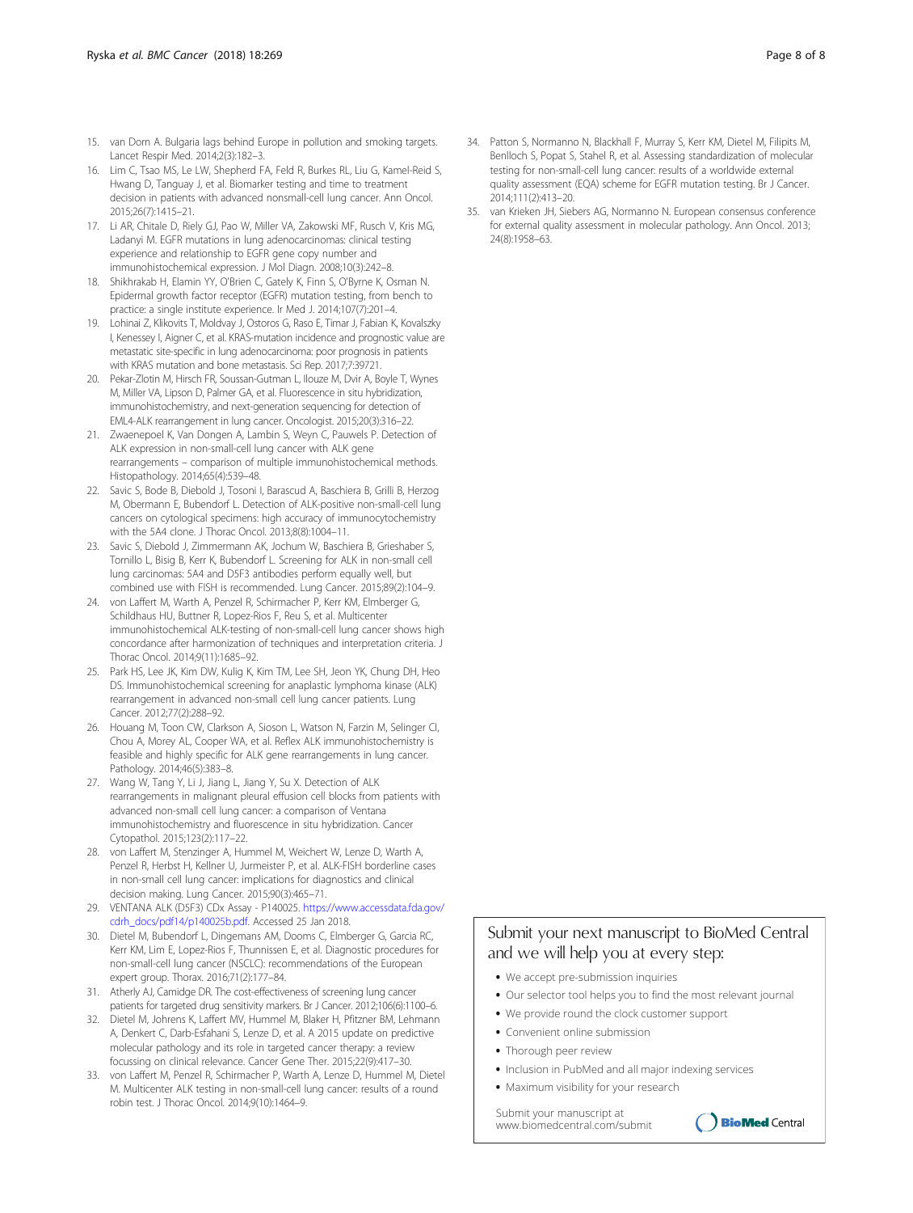15. van Dorn A. Bulgaria lags behind Europe in pollution and smoking targets. Lancet Respir Med. 2014;2(3):182–3.
16. Lim C, Tsao MS, Le LW, Shepherd FA, Feld R, Burkes RL, Liu G, Kamel-Reid S, Hwang D, Tanguay J, et al. Biomarker testing and time to treatment decision in patients with advanced nonsmall-cell lung cancer. Ann Oncol. 2015;26(7):1415–21.
17. Li AR, Chitale D, Riely GJ, Pao W, Miller VA, Zakowski MF, Rusch V, Kris MG, Ladanyi M. EGFR mutations in lung adenocarcinomas: clinical testing experience and relationship to EGFR gene copy number and immunohistochemical expression. J Mol Diagn. 2008;10(3):242–8.
18. Shikhrakab H, Elamin YY, O'Brien C, Gately K, Finn S, O'Byrne K, Osman N. Epidermal growth factor receptor (EGFR) mutation testing, from bench to practice: a single institute experience. Ir Med J. 2014;107(7):201–4.
19. Lohinai Z, Klikovits T, Moldvay J, Ostoros G, Raso E, Timar J, Fabian K, Kovalszky I, Kenessey I, Aigner C, et al. KRAS-mutation incidence and prognostic value are metastatic site-specific in lung adenocarcinoma: poor prognosis in patients with KRAS mutation and bone metastasis. Sci Rep. 2017;7:39721.
20. Pekar-Zlotin M, Hirsch FR, Soussan-Gutman L, Ilouze M, Dvir A, Boyle T, Wynes M, Miller VA, Lipson D, Palmer GA, et al. Fluorescence in situ hybridization, immunohistochemistry, and next-generation sequencing for detection of EML4-ALK rearrangement in lung cancer. Oncologist. 2015;20(3):316–22.
21. Zwaenepoel K, Van Dongen A, Lambin S, Weyn C, Pauwels P. Detection of ALK expression in non-small-cell lung cancer with ALK gene rearrangements – comparison of multiple immunohistochemical methods. Histopathology. 2014;65(4):539–48.
22. Savic S, Bode B, Diebold J, Tosoni I, Barascud A, Baschiera B, Grilli B, Herzog M, Obermann E, Bubendorf L. Detection of ALK-positive non-small-cell lung cancers on cytological specimens: high accuracy of immunocytochemistry with the 5A4 clone. J Thorac Oncol. 2013;8(8):1004–11.
23. Savic S, Diebold J, Zimmermann AK, Jochum W, Baschiera B, Grieshaber S, Tornillo L, Bisig B, Kerr K, Bubendorf L. Screening for ALK in non-small cell lung carcinomas: 5A4 and D5F3 antibodies perform equally well, but combined use with FISH is recommended. Lung Cancer. 2015;89(2):104–9.
24. von Laffert M, Warth A, Penzel R, Schirmacher P, Kerr KM, Elmberger G, Schildhaus HU, Buttner R, Lopez-Rios F, Reu S, et al. Multicenter immunohistochemical ALK-testing of non-small-cell lung cancer shows high concordance after harmonization of techniques and interpretation criteria. J Thorac Oncol. 2014;9(11):1685–92.
25. Park HS, Lee JK, Kim DW, Kulig K, Kim TM, Lee SH, Jeon YK, Chung DH, Heo DS. Immunohistochemical screening for anaplastic lymphoma kinase (ALK) rearrangement in advanced non-small cell lung cancer patients. Lung Cancer. 2012;77(2):288–92.
26. Houang M, Toon CW, Clarkson A, Sioson L, Watson N, Farzin M, Selinger CI, Chou A, Morey AL, Cooper WA, et al. Reflex ALK immunohistochemistry is feasible and highly specific for ALK gene rearrangements in lung cancer. Pathology. 2014;46(5):383–8.
27. Wang W, Tang Y, Li J, Jiang L, Jiang Y, Su X. Detection of ALK rearrangements in malignant pleural effusion cell blocks from patients with advanced non-small cell lung cancer: a comparison of Ventana immunohistochemistry and fluorescence in situ hybridization. Cancer Cytopathol. 2015;123(2):117–22.
28. von Laffert M, Stenzinger A, Hummel M, Weichert W, Lenze D, Warth A, Penzel R, Herbst H, Kellner U, Jurmeister P, et al. ALK-FISH borderline cases in non-small cell lung cancer: implications for diagnostics and clinical decision making. Lung Cancer. 2015;90(3):465–71.
29. VENTANA ALK (D5F3) CDx Assay - P140025. https://www.accessdata.fda.gov/cdrh_docs/pdf14/p140025b.pdf. Accessed 25 Jan 2018.
30. Dietel M, Bubendorf L, Dingemans AM, Dooms C, Elmberger G, Garcia RC, Kerr KM, Lim E, Lopez-Rios F, Thunnissen E, et al. Diagnostic procedures for non-small-cell lung cancer (NSCLC): recommendations of the European expert group. Thorax. 2016;71(2):177–84.
31. Atherly AJ, Camidge DR. The cost-effectiveness of screening lung cancer patients for targeted drug sensitivity markers. Br J Cancer. 2012;106(6):1100–6.
32. Dietel M, Johrens K, Laffert MV, Hummel M, Blaker H, Pfitzner BM, Lehmann A, Denkert C, Darb-Esfahani S, Lenze D, et al. A 2015 update on predictive molecular pathology and its role in targeted cancer therapy: a review focussing on clinical relevance. Cancer Gene Ther. 2015;22(9):417–30.
33. von Laffert M, Penzel R, Schirmacher P, Warth A, Lenze D, Hummel M, Dietel M. Multicenter ALK testing in non-small-cell lung cancer: results of a round robin test. J Thorac Oncol. 2014;9(10):1464–9.
34. Patton S, Normanno N, Blackhall F, Murray S, Kerr KM, Dietel M, Filipits M, Benlloch S, Popat S, Stahel R, et al. Assessing standardization of molecular testing for non-small-cell lung cancer: results of a worldwide external quality assessment (EQA) scheme for EGFR mutation testing. Br J Cancer. 2014;111(2):413–20.
35. van Krieken JH, Siebers AG, Normanno N. European consensus conference for external quality assessment in molecular pathology. Ann Oncol. 2013;24(8):1958–63.

Submit your next manuscript to BioMed Central and we will help you at every step:

- We accept pre-submission inquiries
- Our selector tool helps you to find the most relevant journal
- We provide round the clock customer support
- Convenient online submission
- Thorough peer review
- Inclusion in PubMed and all major indexing services
- Maximum visibility for your research

Submit your manuscript at www.biomedcentral.com/submit

BioMed Central